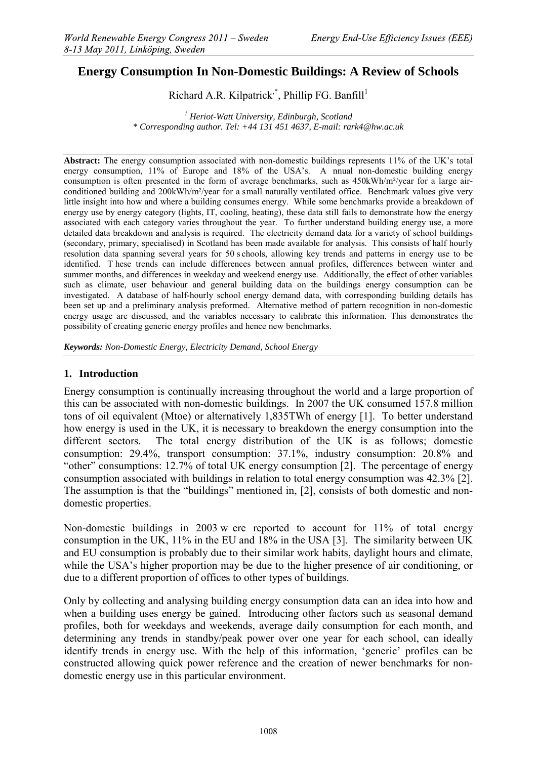# Energy Consumption In Non-Domestic Buildings: A Review of Schools

Richard A.R. Kilpatrick[*], Phillip FG. Banfill[1]

[1] *Heriot-Watt University, Edinburgh, Scotland*
\* *Corresponding author. Tel: +44 131 451 4637, E-mail: rark4@hw.ac.uk*

**Abstract:** The energy consumption associated with non-domestic buildings represents 11% of the UK's total energy consumption, 11% of Europe and 18% of the USA's. A nnual non-domestic building energy consumption is often presented in the form of average benchmarks, such as 450kWh/m²/year for a large air-conditioned building and 200kWh/m²/year for a small naturally ventilated office. Benchmark values give very little insight into how and where a building consumes energy. While some benchmarks provide a breakdown of energy use by energy category (lights, IT, cooling, heating), these data still fails to demonstrate how the energy associated with each category varies throughout the year. To further understand building energy use, a more detailed data breakdown and analysis is required. The electricity demand data for a variety of school buildings (secondary, primary, specialised) in Scotland has been made available for analysis. This consists of half hourly resolution data spanning several years for 50 s chools, allowing key trends and patterns in energy use to be identified. T hese trends can include differences between annual profiles, differences between winter and summer months, and differences in weekday and weekend energy use. Additionally, the effect of other variables such as climate, user behaviour and general building data on the buildings energy consumption can be investigated. A database of half-hourly school energy demand data, with corresponding building details has been set up and a preliminary analysis preformed. Alternative method of pattern recognition in non-domestic energy usage are discussed, and the variables necessary to calibrate this information. This demonstrates the possibility of creating generic energy profiles and hence new benchmarks.

***Keywords:*** *Non-Domestic Energy, Electricity Demand, School Energy*

## 1. Introduction

Energy consumption is continually increasing throughout the world and a large proportion of this can be associated with non-domestic buildings. In 2007 the UK consumed 157.8 million tons of oil equivalent (Mtoe) or alternatively 1,835TWh of energy [1]. To better understand how energy is used in the UK, it is necessary to breakdown the energy consumption into the different sectors. The total energy distribution of the UK is as follows; domestic consumption: 29.4%, transport consumption: 37.1%, industry consumption: 20.8% and "other" consumptions: 12.7% of total UK energy consumption [2]. The percentage of energy consumption associated with buildings in relation to total energy consumption was 42.3% [2]. The assumption is that the "buildings" mentioned in, [2], consists of both domestic and non-domestic properties.

Non-domestic buildings in 2003 w ere reported to account for 11% of total energy consumption in the UK, 11% in the EU and 18% in the USA [3]. The similarity between UK and EU consumption is probably due to their similar work habits, daylight hours and climate, while the USA's higher proportion may be due to the higher presence of air conditioning, or due to a different proportion of offices to other types of buildings.

Only by collecting and analysing building energy consumption data can an idea into how and when a building uses energy be gained. Introducing other factors such as seasonal demand profiles, both for weekdays and weekends, average daily consumption for each month, and determining any trends in standby/peak power over one year for each school, can ideally identify trends in energy use. With the help of this information, 'generic' profiles can be constructed allowing quick power reference and the creation of newer benchmarks for non-domestic energy use in this particular environment.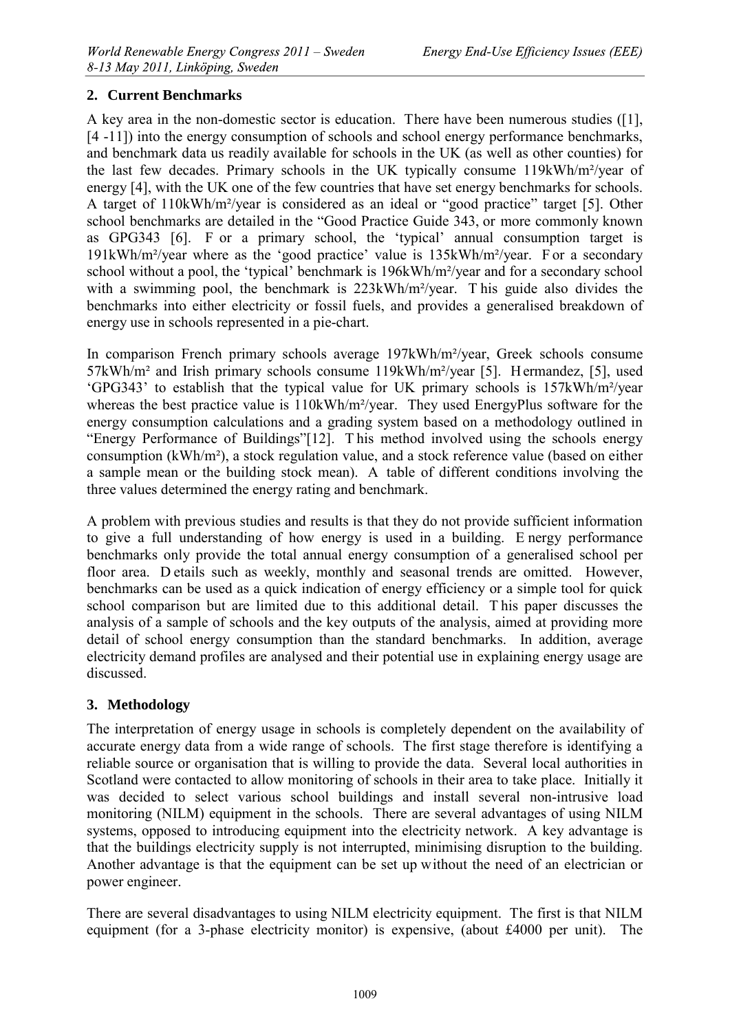## 2. Current Benchmarks

A key area in the non-domestic sector is education. There have been numerous studies ([1], [4 -11]) into the energy consumption of schools and school energy performance benchmarks, and benchmark data us readily available for schools in the UK (as well as other counties) for the last few decades. Primary schools in the UK typically consume 119kWh/m²/year of energy [4], with the UK one of the few countries that have set energy benchmarks for schools. A target of 110kWh/m²/year is considered as an ideal or "good practice" target [5]. Other school benchmarks are detailed in the "Good Practice Guide 343, or more commonly known as GPG343 [6]. For a primary school, the 'typical' annual consumption target is 191kWh/m²/year where as the 'good practice' value is 135kWh/m²/year. For a secondary school without a pool, the 'typical' benchmark is 196kWh/m²/year and for a secondary school with a swimming pool, the benchmark is 223kWh/m²/year. This guide also divides the benchmarks into either electricity or fossil fuels, and provides a generalised breakdown of energy use in schools represented in a pie-chart.

In comparison French primary schools average 197kWh/m²/year, Greek schools consume 57kWh/m² and Irish primary schools consume 119kWh/m²/year [5]. Hermandez, [5], used 'GPG343' to establish that the typical value for UK primary schools is 157kWh/m²/year whereas the best practice value is 110kWh/m²/year. They used EnergyPlus software for the energy consumption calculations and a grading system based on a methodology outlined in "Energy Performance of Buildings"[12]. This method involved using the schools energy consumption (kWh/m²), a stock regulation value, and a stock reference value (based on either a sample mean or the building stock mean). A table of different conditions involving the three values determined the energy rating and benchmark.

A problem with previous studies and results is that they do not provide sufficient information to give a full understanding of how energy is used in a building. Energy performance benchmarks only provide the total annual energy consumption of a generalised school per floor area. Details such as weekly, monthly and seasonal trends are omitted. However, benchmarks can be used as a quick indication of energy efficiency or a simple tool for quick school comparison but are limited due to this additional detail. This paper discusses the analysis of a sample of schools and the key outputs of the analysis, aimed at providing more detail of school energy consumption than the standard benchmarks. In addition, average electricity demand profiles are analysed and their potential use in explaining energy usage are discussed.

## 3. Methodology

The interpretation of energy usage in schools is completely dependent on the availability of accurate energy data from a wide range of schools. The first stage therefore is identifying a reliable source or organisation that is willing to provide the data. Several local authorities in Scotland were contacted to allow monitoring of schools in their area to take place. Initially it was decided to select various school buildings and install several non-intrusive load monitoring (NILM) equipment in the schools. There are several advantages of using NILM systems, opposed to introducing equipment into the electricity network. A key advantage is that the buildings electricity supply is not interrupted, minimising disruption to the building. Another advantage is that the equipment can be set up without the need of an electrician or power engineer.

There are several disadvantages to using NILM electricity equipment. The first is that NILM equipment (for a 3-phase electricity monitor) is expensive, (about £4000 per unit). The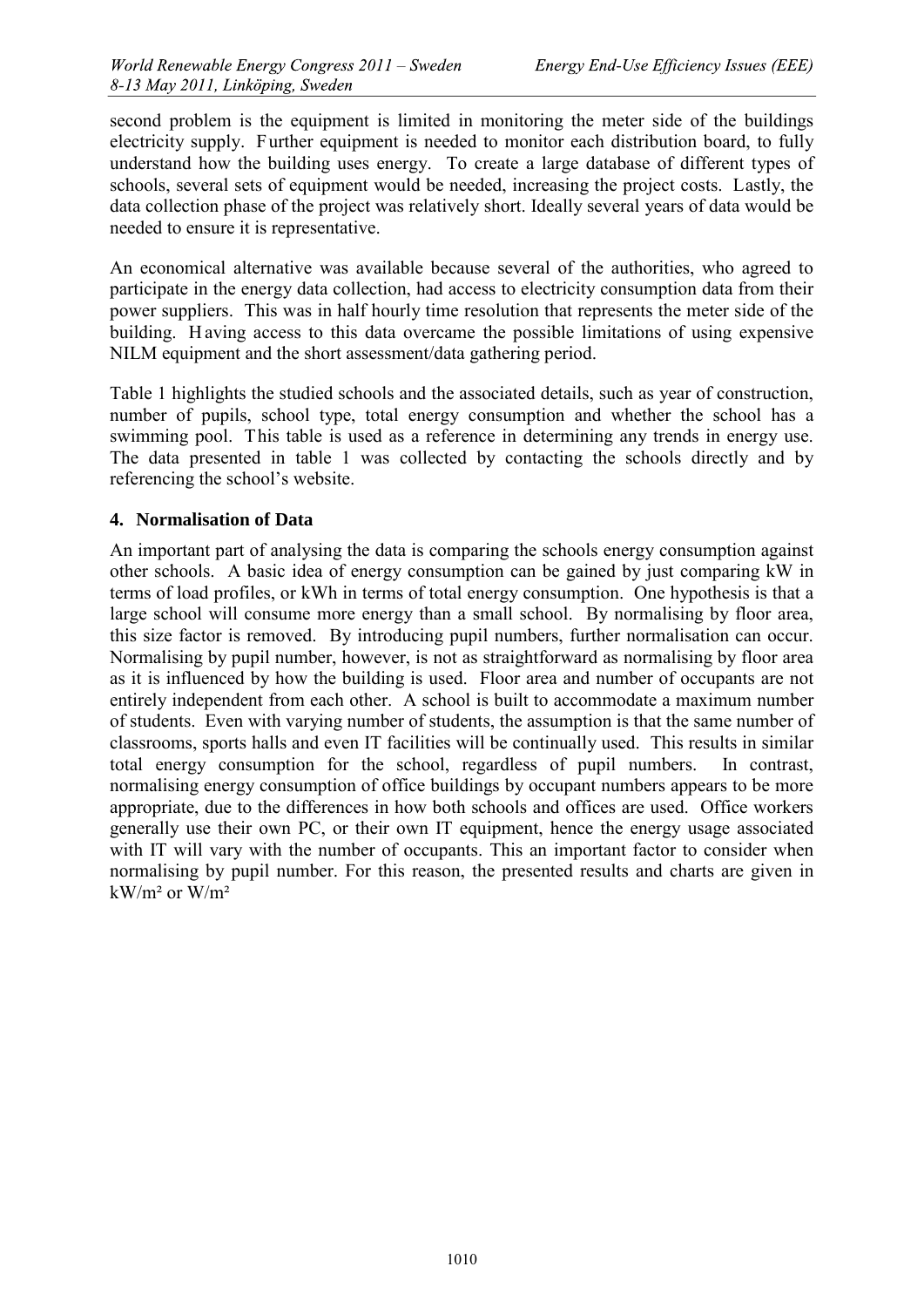second problem is the equipment is limited in monitoring the meter side of the buildings electricity supply. Further equipment is needed to monitor each distribution board, to fully understand how the building uses energy. To create a large database of different types of schools, several sets of equipment would be needed, increasing the project costs. Lastly, the data collection phase of the project was relatively short. Ideally several years of data would be needed to ensure it is representative.

An economical alternative was available because several of the authorities, who agreed to participate in the energy data collection, had access to electricity consumption data from their power suppliers. This was in half hourly time resolution that represents the meter side of the building. Having access to this data overcame the possible limitations of using expensive NILM equipment and the short assessment/data gathering period.

Table 1 highlights the studied schools and the associated details, such as year of construction, number of pupils, school type, total energy consumption and whether the school has a swimming pool. This table is used as a reference in determining any trends in energy use. The data presented in table 1 was collected by contacting the schools directly and by referencing the school's website.

## 4. Normalisation of Data

An important part of analysing the data is comparing the schools energy consumption against other schools. A basic idea of energy consumption can be gained by just comparing kW in terms of load profiles, or kWh in terms of total energy consumption. One hypothesis is that a large school will consume more energy than a small school. By normalising by floor area, this size factor is removed. By introducing pupil numbers, further normalisation can occur. Normalising by pupil number, however, is not as straightforward as normalising by floor area as it is influenced by how the building is used. Floor area and number of occupants are not entirely independent from each other. A school is built to accommodate a maximum number of students. Even with varying number of students, the assumption is that the same number of classrooms, sports halls and even IT facilities will be continually used. This results in similar total energy consumption for the school, regardless of pupil numbers. In contrast, normalising energy consumption of office buildings by occupant numbers appears to be more appropriate, due to the differences in how both schools and offices are used. Office workers generally use their own PC, or their own IT equipment, hence the energy usage associated with IT will vary with the number of occupants. This an important factor to consider when normalising by pupil number. For this reason, the presented results and charts are given in $kW/m^2$ or $W/m^2$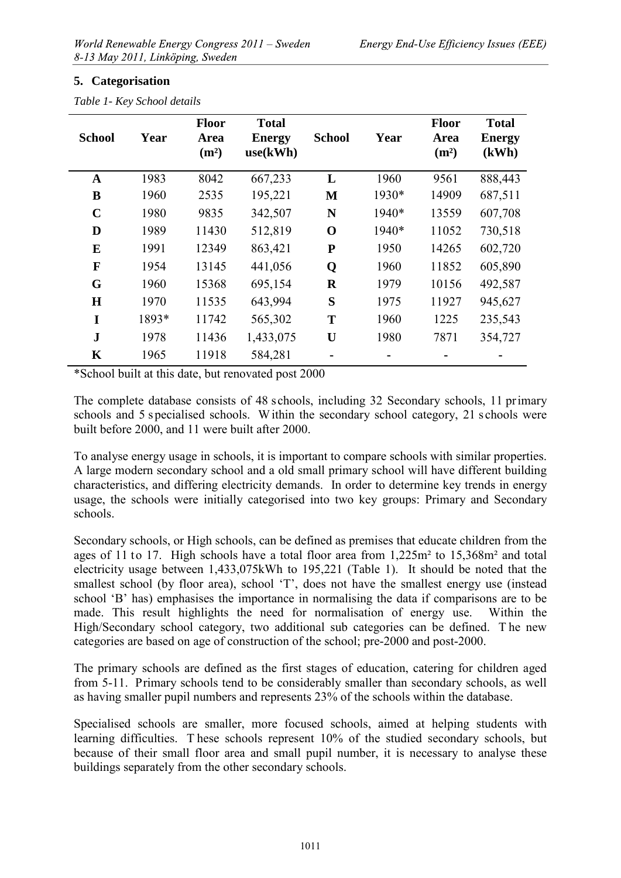## 5. Categorisation

*Table 1- Key School details*

| School | Year | Floor Area (m²) | Total Energy use(kWh) | School | Year | Floor Area (m²) | Total Energy (kWh) |
|---|---|---|---|---|---|---|---|
| **A** | 1983 | 8042 | 667,233 | **L** | 1960 | 9561 | 888,443 |
| **B** | 1960 | 2535 | 195,221 | **M** | 1930* | 14909 | 687,511 |
| **C** | 1980 | 9835 | 342,507 | **N** | 1940* | 13559 | 607,708 |
| **D** | 1989 | 11430 | 512,819 | **O** | 1940* | 11052 | 730,518 |
| **E** | 1991 | 12349 | 863,421 | **P** | 1950 | 14265 | 602,720 |
| **F** | 1954 | 13145 | 441,056 | **Q** | 1960 | 11852 | 605,890 |
| **G** | 1960 | 15368 | 695,154 | **R** | 1979 | 10156 | 492,587 |
| **H** | 1970 | 11535 | 643,994 | **S** | 1975 | 11927 | 945,627 |
| **I** | 1893* | 11742 | 565,302 | **T** | 1960 | 1225 | 235,543 |
| **J** | 1978 | 11436 | 1,433,075 | **U** | 1980 | 7871 | 354,727 |
| **K** | 1965 | 11918 | 584,281 | - | - | - | - |

*School built at this date, but renovated post 2000

The complete database consists of 48 schools, including 32 Secondary schools, 11 primary schools and 5 specialised schools. Within the secondary school category, 21 schools were built before 2000, and 11 were built after 2000.

To analyse energy usage in schools, it is important to compare schools with similar properties. A large modern secondary school and a old small primary school will have different building characteristics, and differing electricity demands. In order to determine key trends in energy usage, the schools were initially categorised into two key groups: Primary and Secondary schools.

Secondary schools, or High schools, can be defined as premises that educate children from the ages of 11 to 17. High schools have a total floor area from 1,225m² to 15,368m² and total electricity usage between 1,433,075kWh to 195,221 (Table 1). It should be noted that the smallest school (by floor area), school 'T', does not have the smallest energy use (instead school 'B' has) emphasises the importance in normalising the data if comparisons are to be made. This result highlights the need for normalisation of energy use. Within the High/Secondary school category, two additional sub categories can be defined. The new categories are based on age of construction of the school; pre-2000 and post-2000.

The primary schools are defined as the first stages of education, catering for children aged from 5-11. Primary schools tend to be considerably smaller than secondary schools, as well as having smaller pupil numbers and represents 23% of the schools within the database.

Specialised schools are smaller, more focused schools, aimed at helping students with learning difficulties. These schools represent 10% of the studied secondary schools, but because of their small floor area and small pupil number, it is necessary to analyse these buildings separately from the other secondary schools.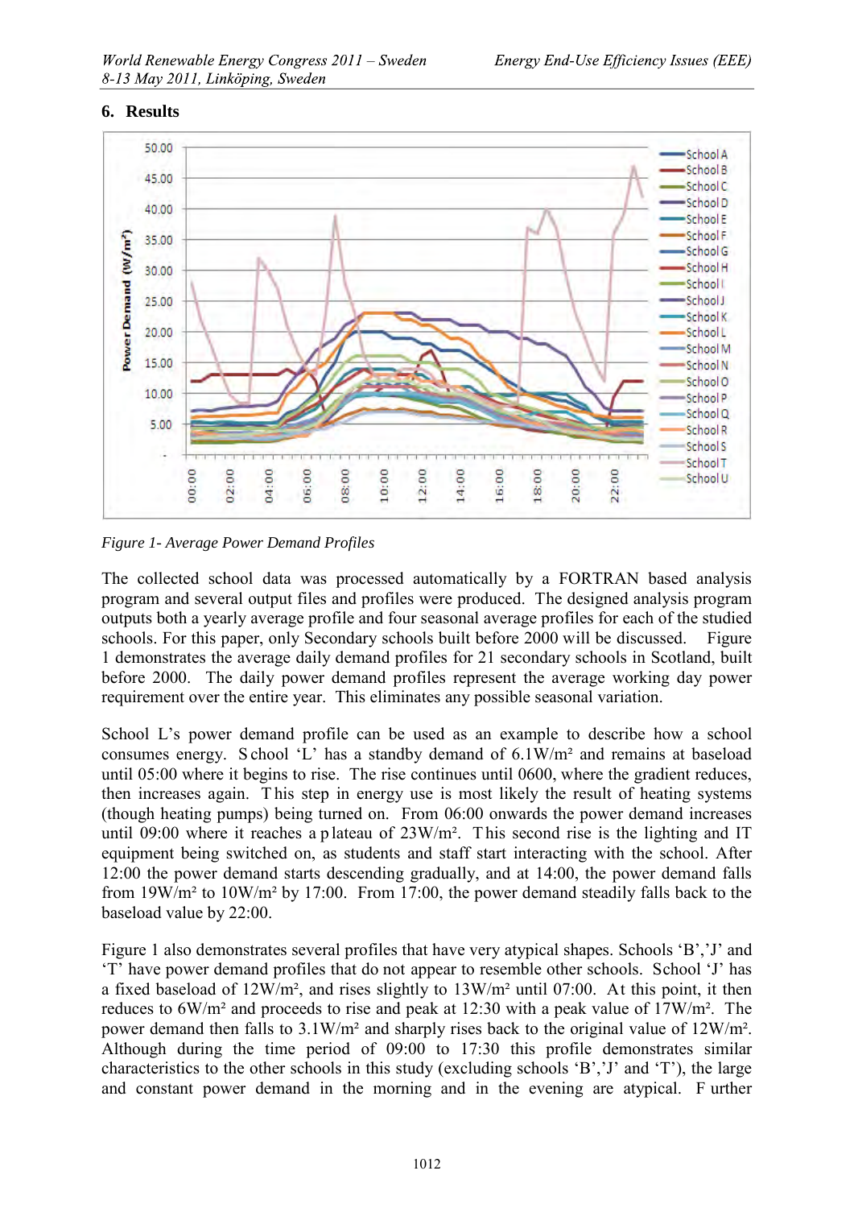## 6. Results

*Figure 1- Average Power Demand Profiles*

The collected school data was processed automatically by a FORTRAN based analysis program and several output files and profiles were produced. The designed analysis program outputs both a yearly average profile and four seasonal average profiles for each of the studied schools. For this paper, only Secondary schools built before 2000 will be discussed. Figure 1 demonstrates the average daily demand profiles for 21 secondary schools in Scotland, built before 2000. The daily power demand profiles represent the average working day power requirement over the entire year. This eliminates any possible seasonal variation.

School L's power demand profile can be used as an example to describe how a school consumes energy. School 'L' has a standby demand of 6.1W/m² and remains at baseload until 05:00 where it begins to rise. The rise continues until 0600, where the gradient reduces, then increases again. This step in energy use is most likely the result of heating systems (though heating pumps) being turned on. From 06:00 onwards the power demand increases until 09:00 where it reaches a plateau of 23W/m². This second rise is the lighting and IT equipment being switched on, as students and staff start interacting with the school. After 12:00 the power demand starts descending gradually, and at 14:00, the power demand falls from 19W/m² to 10W/m² by 17:00. From 17:00, the power demand steadily falls back to the baseload value by 22:00.

Figure 1 also demonstrates several profiles that have very atypical shapes. Schools 'B','J' and 'T' have power demand profiles that do not appear to resemble other schools. School 'J' has a fixed baseload of 12W/m², and rises slightly to 13W/m² until 07:00. At this point, it then reduces to 6W/m² and proceeds to rise and peak at 12:30 with a peak value of 17W/m². The power demand then falls to 3.1W/m² and sharply rises back to the original value of 12W/m². Although during the time period of 09:00 to 17:30 this profile demonstrates similar characteristics to the other schools in this study (excluding schools 'B','J' and 'T'), the large and constant power demand in the morning and in the evening are atypical. Further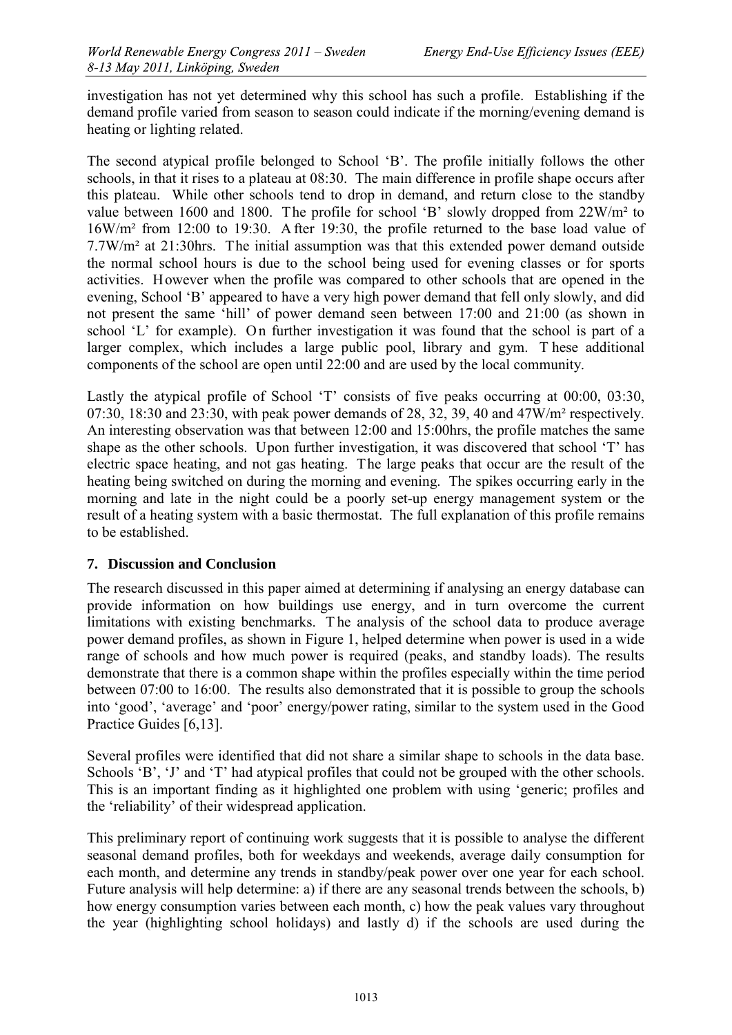investigation has not yet determined why this school has such a profile. Establishing if the demand profile varied from season to season could indicate if the morning/evening demand is heating or lighting related.

The second atypical profile belonged to School 'B'. The profile initially follows the other schools, in that it rises to a plateau at 08:30. The main difference in profile shape occurs after this plateau. While other schools tend to drop in demand, and return close to the standby value between 1600 and 1800. The profile for school 'B' slowly dropped from 22W/m² to 16W/m² from 12:00 to 19:30. After 19:30, the profile returned to the base load value of 7.7W/m² at 21:30hrs. The initial assumption was that this extended power demand outside the normal school hours is due to the school being used for evening classes or for sports activities. However when the profile was compared to other schools that are opened in the evening, School 'B' appeared to have a very high power demand that fell only slowly, and did not present the same 'hill' of power demand seen between 17:00 and 21:00 (as shown in school 'L' for example). On further investigation it was found that the school is part of a larger complex, which includes a large public pool, library and gym. These additional components of the school are open until 22:00 and are used by the local community.

Lastly the atypical profile of School 'T' consists of five peaks occurring at 00:00, 03:30, 07:30, 18:30 and 23:30, with peak power demands of 28, 32, 39, 40 and 47W/m² respectively. An interesting observation was that between 12:00 and 15:00hrs, the profile matches the same shape as the other schools. Upon further investigation, it was discovered that school 'T' has electric space heating, and not gas heating. The large peaks that occur are the result of the heating being switched on during the morning and evening. The spikes occurring early in the morning and late in the night could be a poorly set-up energy management system or the result of a heating system with a basic thermostat. The full explanation of this profile remains to be established.

## 7. Discussion and Conclusion

The research discussed in this paper aimed at determining if analysing an energy database can provide information on how buildings use energy, and in turn overcome the current limitations with existing benchmarks. The analysis of the school data to produce average power demand profiles, as shown in Figure 1, helped determine when power is used in a wide range of schools and how much power is required (peaks, and standby loads). The results demonstrate that there is a common shape within the profiles especially within the time period between 07:00 to 16:00. The results also demonstrated that it is possible to group the schools into 'good', 'average' and 'poor' energy/power rating, similar to the system used in the Good Practice Guides [6,13].

Several profiles were identified that did not share a similar shape to schools in the data base. Schools 'B', 'J' and 'T' had atypical profiles that could not be grouped with the other schools. This is an important finding as it highlighted one problem with using 'generic; profiles and the 'reliability' of their widespread application.

This preliminary report of continuing work suggests that it is possible to analyse the different seasonal demand profiles, both for weekdays and weekends, average daily consumption for each month, and determine any trends in standby/peak power over one year for each school. Future analysis will help determine: a) if there are any seasonal trends between the schools, b) how energy consumption varies between each month, c) how the peak values vary throughout the year (highlighting school holidays) and lastly d) if the schools are used during the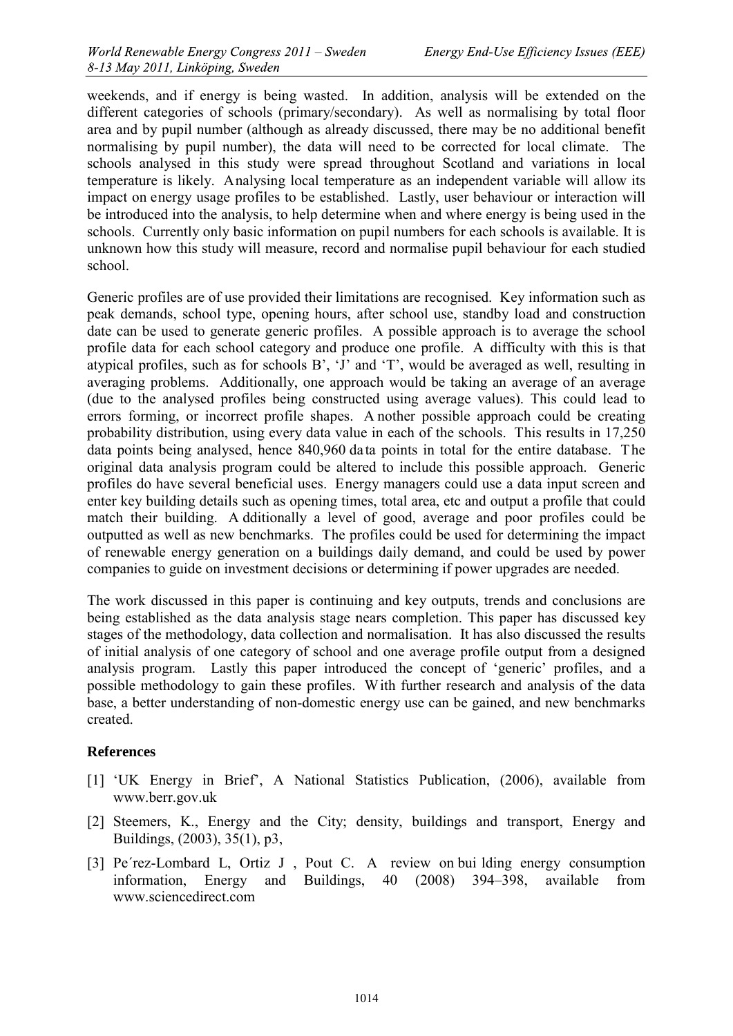weekends, and if energy is being wasted. In addition, analysis will be extended on the different categories of schools (primary/secondary). As well as normalising by total floor area and by pupil number (although as already discussed, there may be no additional benefit normalising by pupil number), the data will need to be corrected for local climate. The schools analysed in this study were spread throughout Scotland and variations in local temperature is likely. Analysing local temperature as an independent variable will allow its impact on energy usage profiles to be established. Lastly, user behaviour or interaction will be introduced into the analysis, to help determine when and where energy is being used in the schools. Currently only basic information on pupil numbers for each schools is available. It is unknown how this study will measure, record and normalise pupil behaviour for each studied school.

Generic profiles are of use provided their limitations are recognised. Key information such as peak demands, school type, opening hours, after school use, standby load and construction date can be used to generate generic profiles. A possible approach is to average the school profile data for each school category and produce one profile. A difficulty with this is that atypical profiles, such as for schools B', 'J' and 'T', would be averaged as well, resulting in averaging problems. Additionally, one approach would be taking an average of an average (due to the analysed profiles being constructed using average values). This could lead to errors forming, or incorrect profile shapes. Another possible approach could be creating probability distribution, using every data value in each of the schools. This results in 17,250 data points being analysed, hence 840,960 data points in total for the entire database. The original data analysis program could be altered to include this possible approach. Generic profiles do have several beneficial uses. Energy managers could use a data input screen and enter key building details such as opening times, total area, etc and output a profile that could match their building. Additionally a level of good, average and poor profiles could be outputted as well as new benchmarks. The profiles could be used for determining the impact of renewable energy generation on a buildings daily demand, and could be used by power companies to guide on investment decisions or determining if power upgrades are needed.

The work discussed in this paper is continuing and key outputs, trends and conclusions are being established as the data analysis stage nears completion. This paper has discussed key stages of the methodology, data collection and normalisation. It has also discussed the results of initial analysis of one category of school and one average profile output from a designed analysis program. Lastly this paper introduced the concept of 'generic' profiles, and a possible methodology to gain these profiles. With further research and analysis of the data base, a better understanding of non-domestic energy use can be gained, and new benchmarks created.

## References

[1] 'UK Energy in Brief', A National Statistics Publication, (2006), available from www.berr.gov.uk

[2] Steemers, K., Energy and the City; density, buildings and transport, Energy and Buildings, (2003), 35(1), p3,

[3] Pe´rez-Lombard L, Ortiz J , Pout C. A review on building energy consumption information, Energy and Buildings, 40 (2008) 394–398, available from www.sciencedirect.com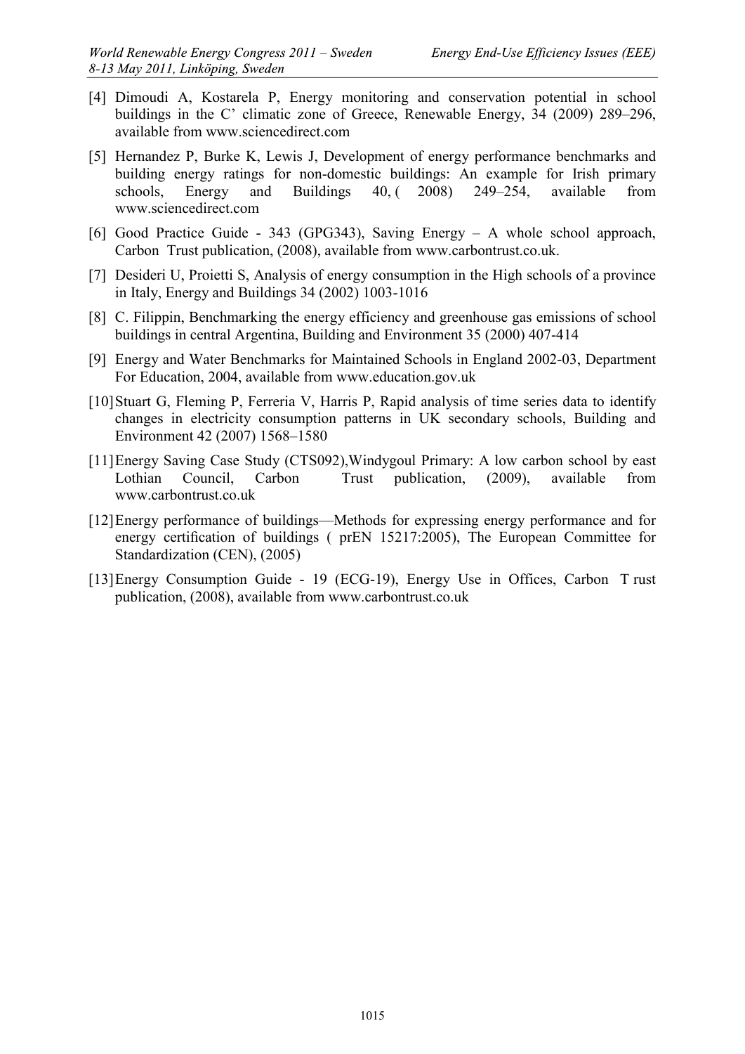[4] Dimoudi A, Kostarela P, Energy monitoring and conservation potential in school buildings in the C' climatic zone of Greece, Renewable Energy, 34 (2009) 289–296, available from www.sciencedirect.com

[5] Hernandez P, Burke K, Lewis J, Development of energy performance benchmarks and building energy ratings for non-domestic buildings: An example for Irish primary schools, Energy and Buildings 40, ( 2008) 249–254, available from www.sciencedirect.com

[6] Good Practice Guide - 343 (GPG343), Saving Energy – A whole school approach, Carbon Trust publication, (2008), available from www.carbontrust.co.uk.

[7] Desideri U, Proietti S, Analysis of energy consumption in the High schools of a province in Italy, Energy and Buildings 34 (2002) 1003-1016

[8] C. Filippin, Benchmarking the energy efficiency and greenhouse gas emissions of school buildings in central Argentina, Building and Environment 35 (2000) 407-414

[9] Energy and Water Benchmarks for Maintained Schools in England 2002-03, Department For Education, 2004, available from www.education.gov.uk

[10] Stuart G, Fleming P, Ferreria V, Harris P, Rapid analysis of time series data to identify changes in electricity consumption patterns in UK secondary schools, Building and Environment 42 (2007) 1568–1580

[11] Energy Saving Case Study (CTS092),Windygoul Primary: A low carbon school by east Lothian Council, Carbon Trust publication, (2009), available from www.carbontrust.co.uk

[12] Energy performance of buildings—Methods for expressing energy performance and for energy certification of buildings ( prEN 15217:2005), The European Committee for Standardization (CEN), (2005)

[13] Energy Consumption Guide - 19 (ECG-19), Energy Use in Offices, Carbon T rust publication, (2008), available from www.carbontrust.co.uk